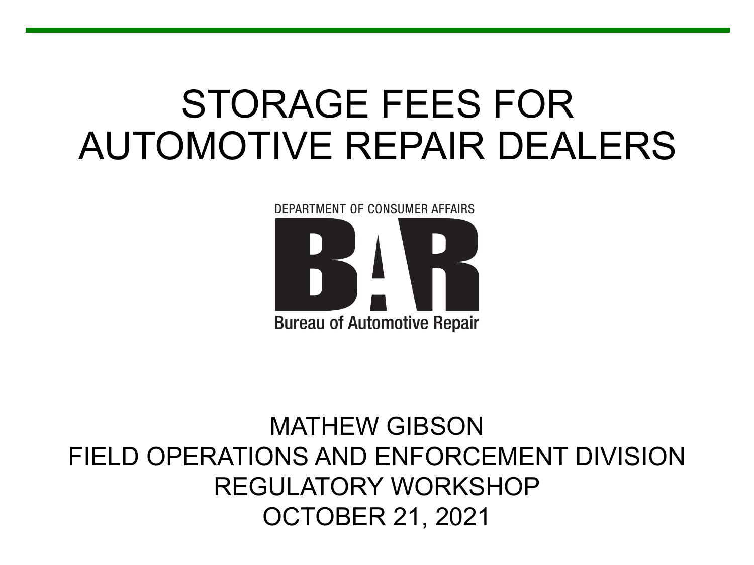# STORAGE FEES FOR AUTOMOTIVE REPAIR DEALERS

DEPARTMENT OF CONSUMER AFFAIRS

BAR

Bureau of Automotive Repair

MATHEW GIBSON
FIELD OPERATIONS AND ENFORCEMENT DIVISION
REGULATORY WORKSHOP
OCTOBER 21, 2021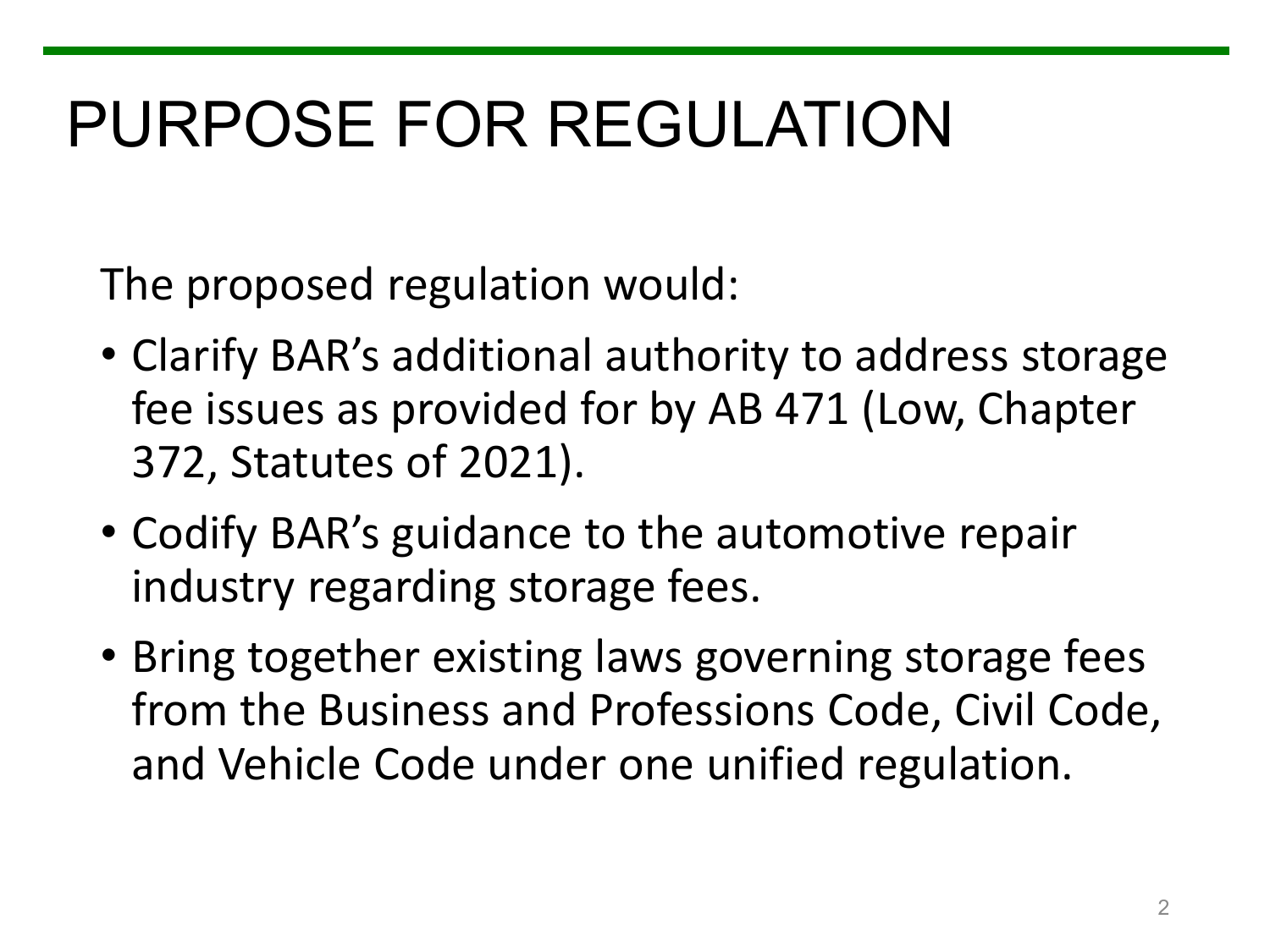# PURPOSE FOR REGULATION

The proposed regulation would:

- Clarify BAR's additional authority to address storage fee issues as provided for by AB 471 (Low, Chapter 372, Statutes of 2021).
- Codify BAR's guidance to the automotive repair industry regarding storage fees.
- Bring together existing laws governing storage fees from the Business and Professions Code, Civil Code, and Vehicle Code under one unified regulation.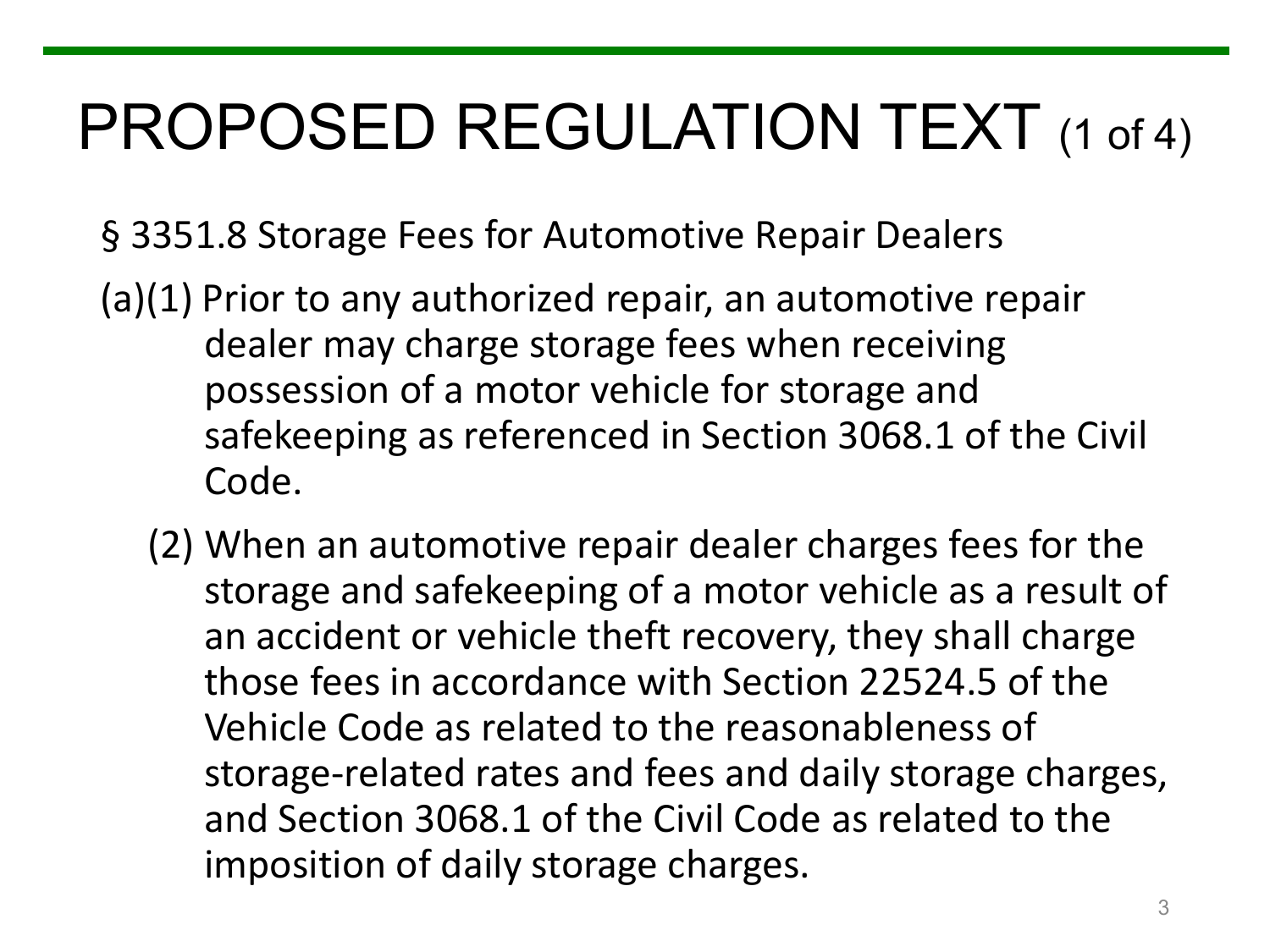# PROPOSED REGULATION TEXT (1 of 4)

§ 3351.8 Storage Fees for Automotive Repair Dealers

(a)(1) Prior to any authorized repair, an automotive repair dealer may charge storage fees when receiving possession of a motor vehicle for storage and safekeeping as referenced in Section 3068.1 of the Civil Code.

(2) When an automotive repair dealer charges fees for the storage and safekeeping of a motor vehicle as a result of an accident or vehicle theft recovery, they shall charge those fees in accordance with Section 22524.5 of the Vehicle Code as related to the reasonableness of storage-related rates and fees and daily storage charges, and Section 3068.1 of the Civil Code as related to the imposition of daily storage charges.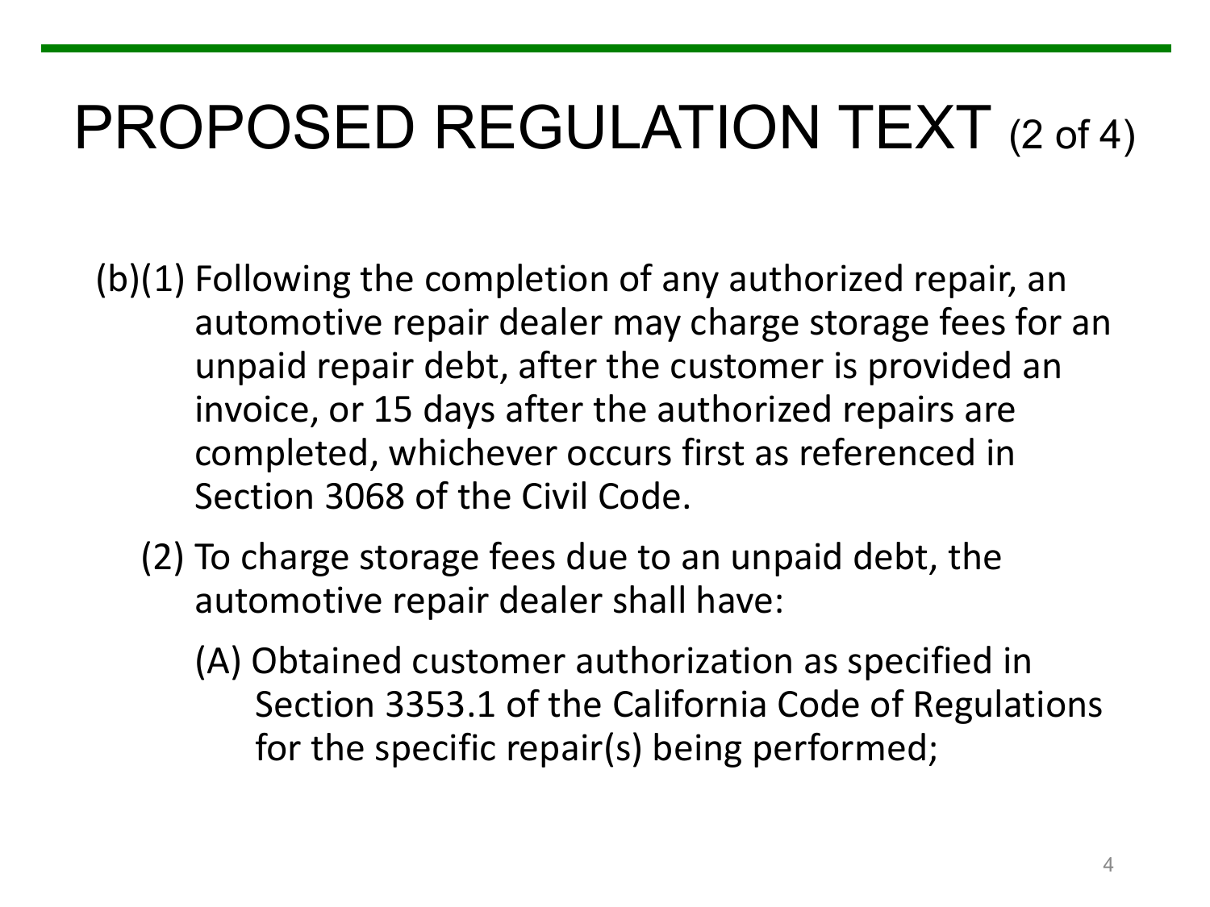# PROPOSED REGULATION TEXT (2 of 4)

(b)(1) Following the completion of any authorized repair, an automotive repair dealer may charge storage fees for an unpaid repair debt, after the customer is provided an invoice, or 15 days after the authorized repairs are completed, whichever occurs first as referenced in Section 3068 of the Civil Code.

(2) To charge storage fees due to an unpaid debt, the automotive repair dealer shall have:

(A) Obtained customer authorization as specified in Section 3353.1 of the California Code of Regulations for the specific repair(s) being performed;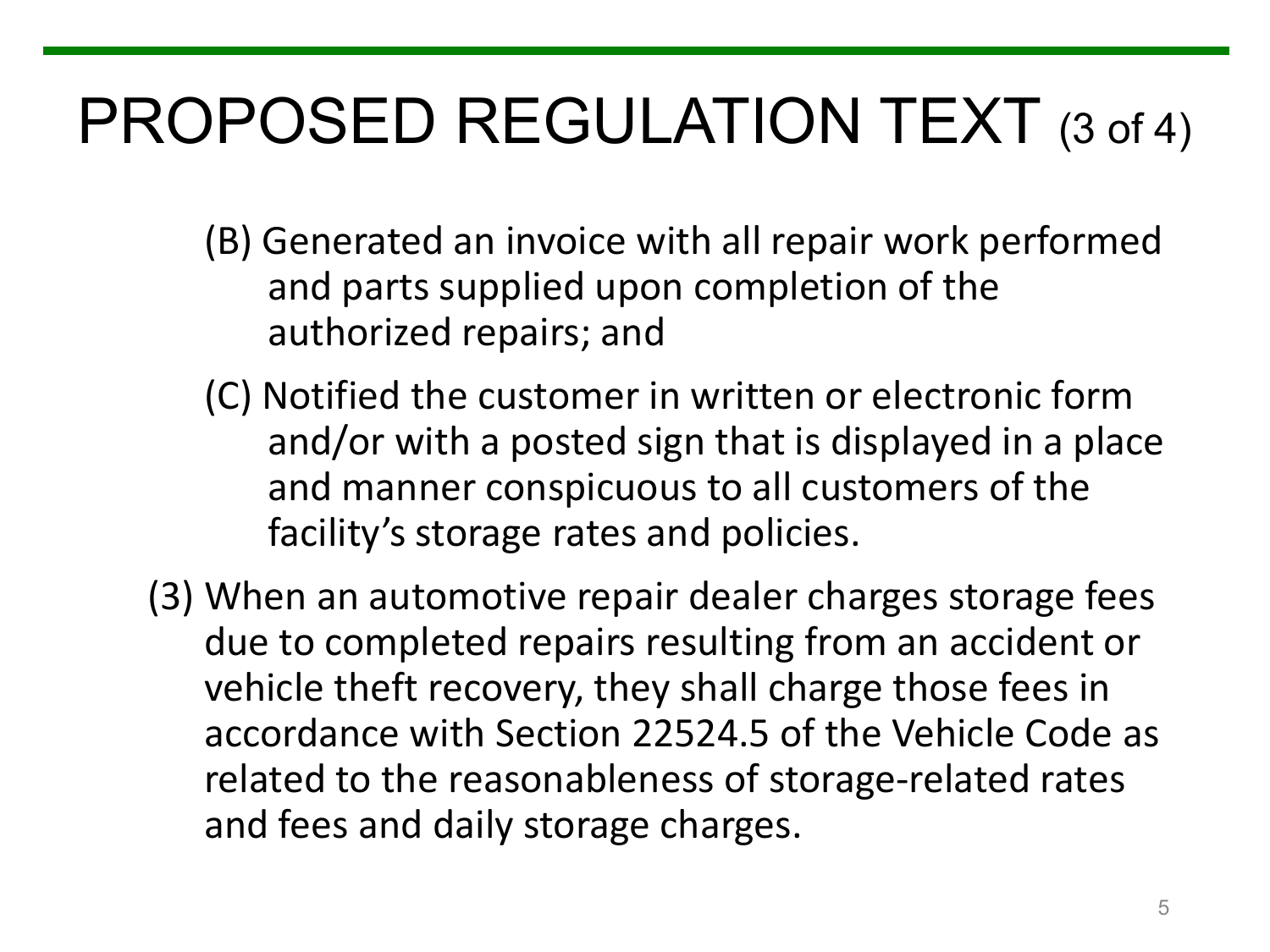# PROPOSED REGULATION TEXT (3 of 4)

(B) Generated an invoice with all repair work performed and parts supplied upon completion of the authorized repairs; and

(C) Notified the customer in written or electronic form and/or with a posted sign that is displayed in a place and manner conspicuous to all customers of the facility's storage rates and policies.

(3) When an automotive repair dealer charges storage fees due to completed repairs resulting from an accident or vehicle theft recovery, they shall charge those fees in accordance with Section 22524.5 of the Vehicle Code as related to the reasonableness of storage-related rates and fees and daily storage charges.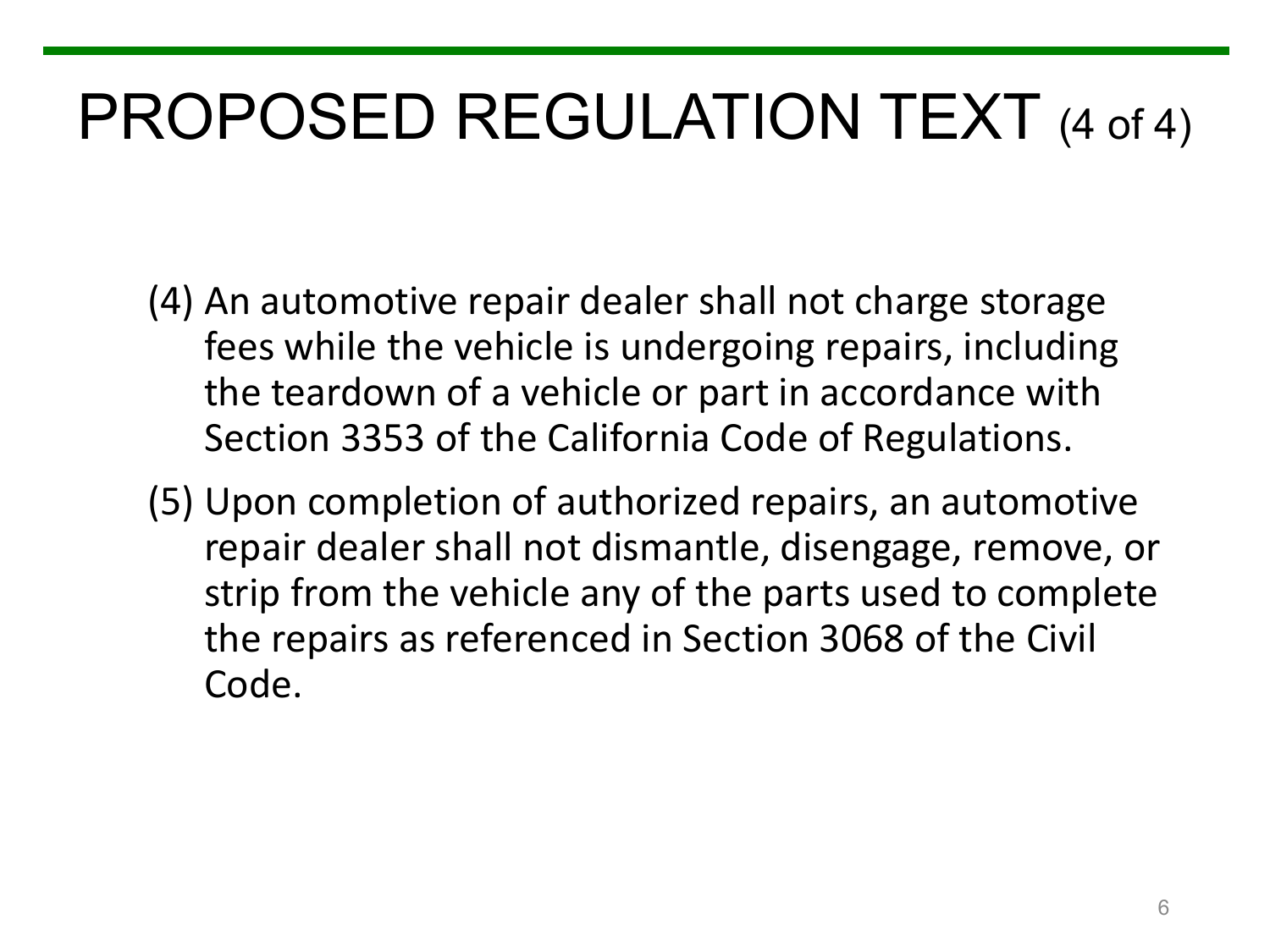# PROPOSED REGULATION TEXT (4 of 4)

(4) An automotive repair dealer shall not charge storage fees while the vehicle is undergoing repairs, including the teardown of a vehicle or part in accordance with Section 3353 of the California Code of Regulations.

(5) Upon completion of authorized repairs, an automotive repair dealer shall not dismantle, disengage, remove, or strip from the vehicle any of the parts used to complete the repairs as referenced in Section 3068 of the Civil Code.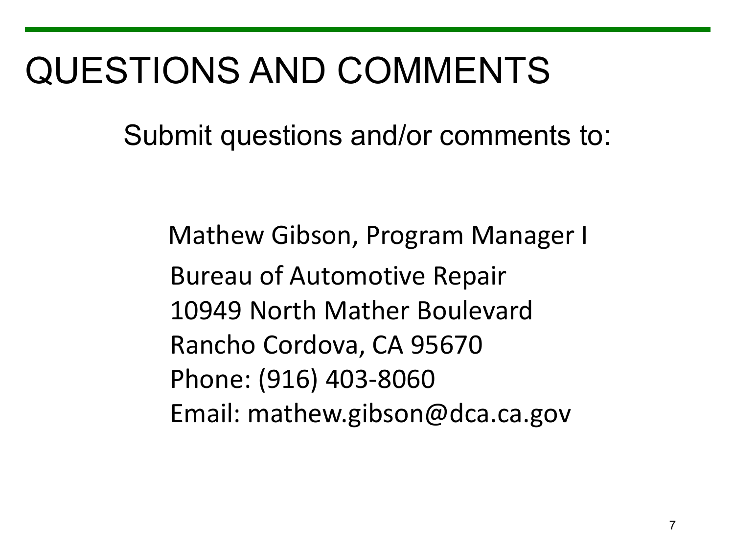# QUESTIONS AND COMMENTS

Submit questions and/or comments to:

Mathew Gibson, Program Manager I  
Bureau of Automotive Repair  
10949 North Mather Boulevard  
Rancho Cordova, CA 95670  
Phone: (916) 403-8060  
Email: mathew.gibson@dca.ca.gov